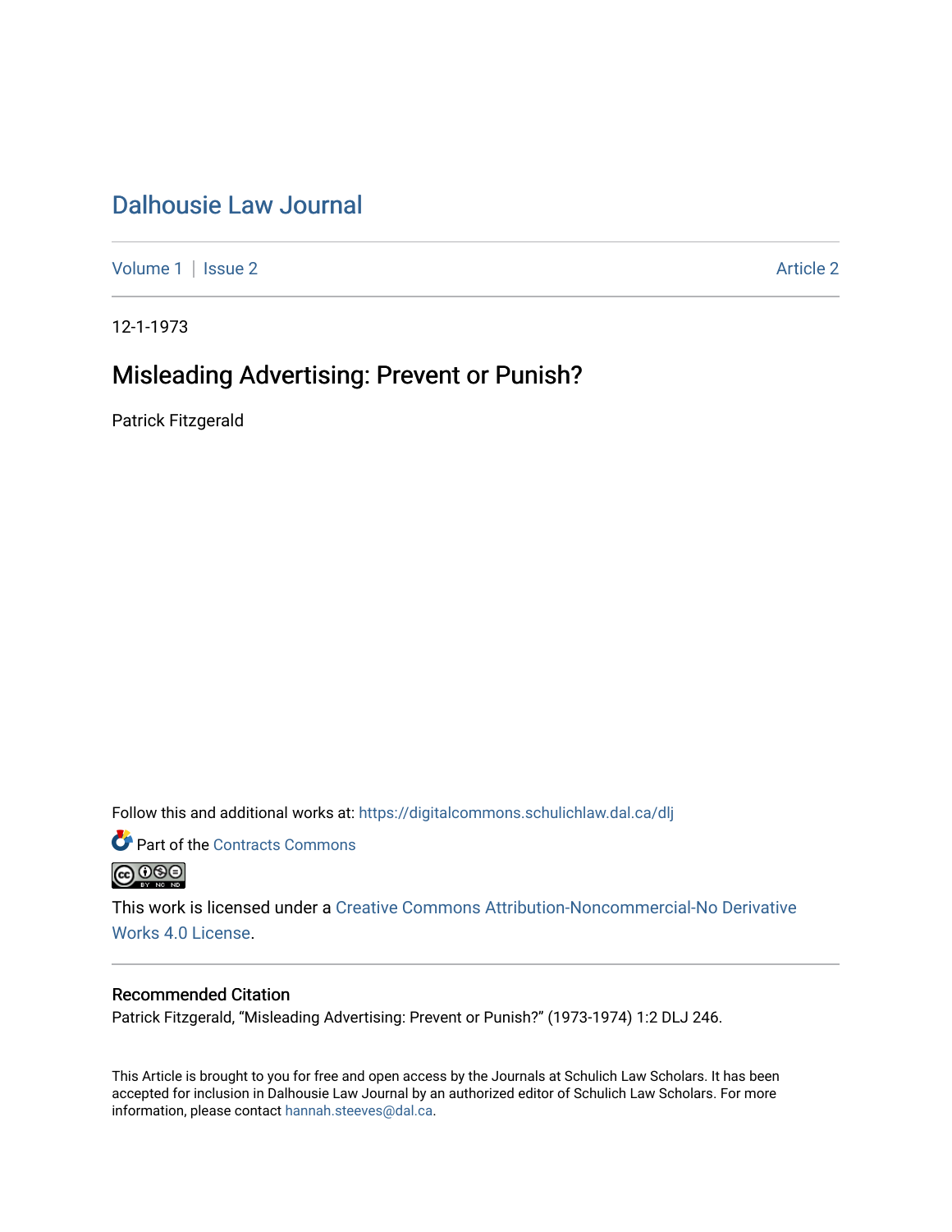# Dalhousie Law Journal

Volume 1 | Issue 2 Article 2

12-1-1973

## Misleading Advertising: Prevent or Punish?

Patrick Fitzgerald

Follow this and additional works at: https://digitalcommons.schulichlaw.dal.ca/dlj

Part of the Contracts Commons

This work is licensed under a Creative Commons Attribution-Noncommercial-No Derivative Works 4.0 License.

### Recommended Citation

Patrick Fitzgerald, "Misleading Advertising: Prevent or Punish?" (1973-1974) 1:2 DLJ 246.

This Article is brought to you for free and open access by the Journals at Schulich Law Scholars. It has been accepted for inclusion in Dalhousie Law Journal by an authorized editor of Schulich Law Scholars. For more information, please contact hannah.steeves@dal.ca.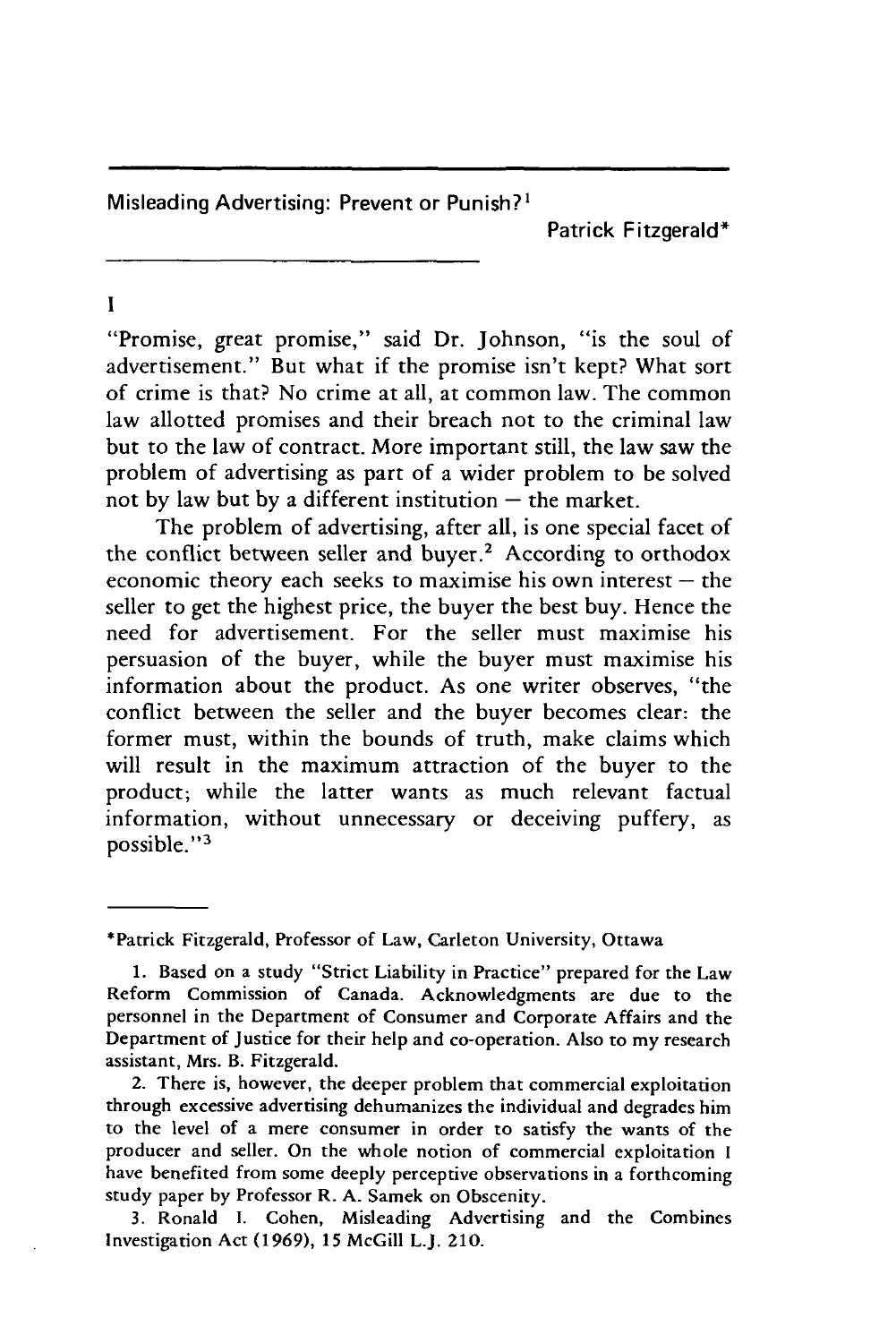# Misleading Advertising: Prevent or Punish?[1]

Patrick Fitzgerald*

## I

"Promise, great promise," said Dr. Johnson, "is the soul of advertisement." But what if the promise isn't kept? What sort of crime is that? No crime at all, at common law. The common law allotted promises and their breach not to the criminal law but to the law of contract. More important still, the law saw the problem of advertising as part of a wider problem to be solved not by law but by a different institution — the market.

The problem of advertising, after all, is one special facet of the conflict between seller and buyer.[2] According to orthodox economic theory each seeks to maximise his own interest — the seller to get the highest price, the buyer the best buy. Hence the need for advertisement. For the seller must maximise his persuasion of the buyer, while the buyer must maximise his information about the product. As one writer observes, "the conflict between the seller and the buyer becomes clear: the former must, within the bounds of truth, make claims which will result in the maximum attraction of the buyer to the product; while the latter wants as much relevant factual information, without unnecessary or deceiving puffery, as possible."[3]

---

*Patrick Fitzgerald, Professor of Law, Carleton University, Ottawa

1. Based on a study "Strict Liability in Practice" prepared for the Law Reform Commission of Canada. Acknowledgments are due to the personnel in the Department of Consumer and Corporate Affairs and the Department of Justice for their help and co-operation. Also to my research assistant, Mrs. B. Fitzgerald.

2. There is, however, the deeper problem that commercial exploitation through excessive advertising dehumanizes the individual and degrades him to the level of a mere consumer in order to satisfy the wants of the producer and seller. On the whole notion of commercial exploitation I have benefited from some deeply perceptive observations in a forthcoming study paper by Professor R. A. Samek on Obscenity.

3. Ronald I. Cohen, Misleading Advertising and the Combines Investigation Act (1969), 15 McGill L.J. 210.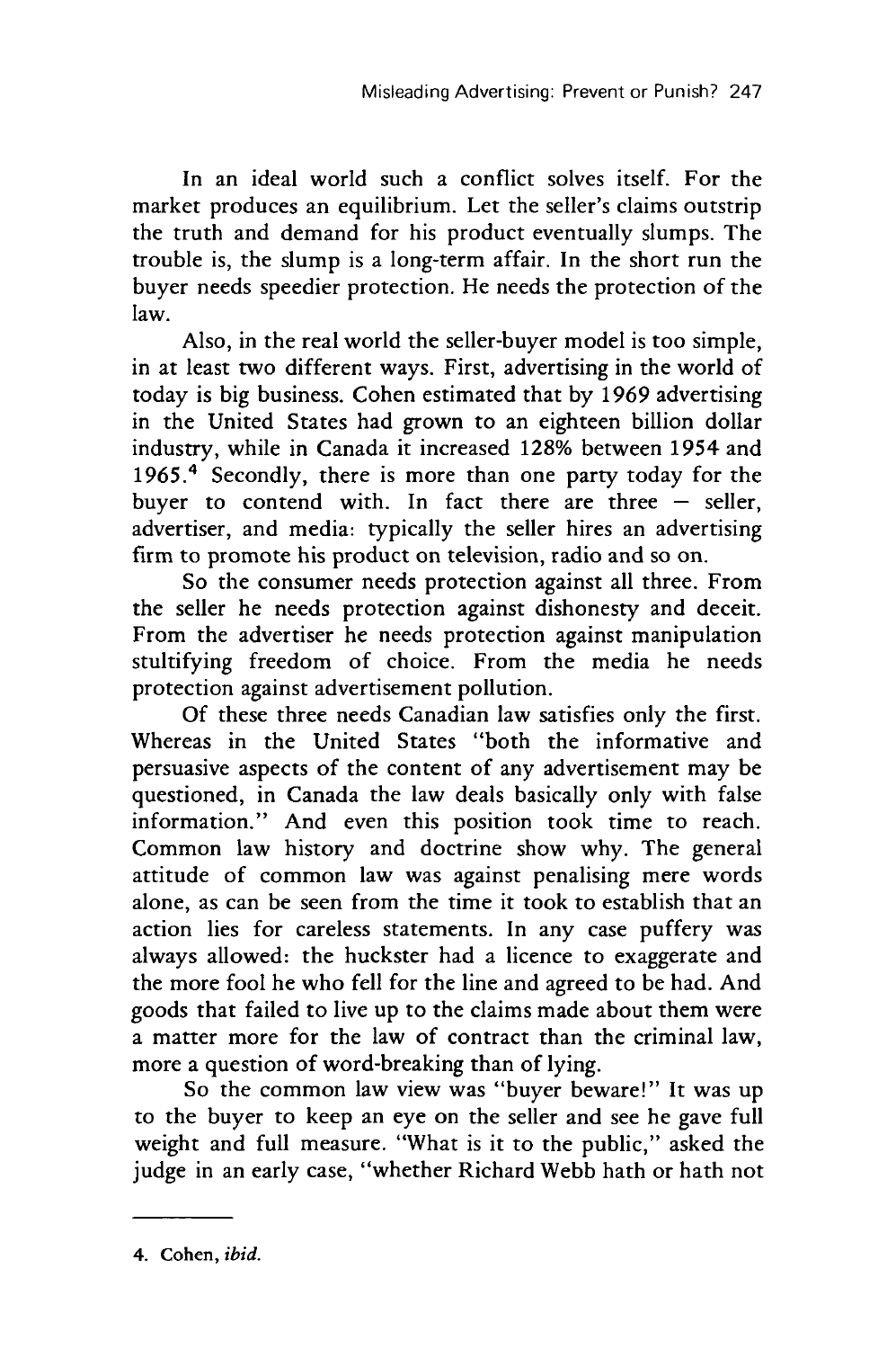In an ideal world such a conflict solves itself. For the market produces an equilibrium. Let the seller's claims outstrip the truth and demand for his product eventually slumps. The trouble is, the slump is a long-term affair. In the short run the buyer needs speedier protection. He needs the protection of the law.

Also, in the real world the seller-buyer model is too simple, in at least two different ways. First, advertising in the world of today is big business. Cohen estimated that by 1969 advertising in the United States had grown to an eighteen billion dollar industry, while in Canada it increased 128% between 1954 and 1965.[4] Secondly, there is more than one party today for the buyer to contend with. In fact there are three — seller, advertiser, and media: typically the seller hires an advertising firm to promote his product on television, radio and so on.

So the consumer needs protection against all three. From the seller he needs protection against dishonesty and deceit. From the advertiser he needs protection against manipulation stultifying freedom of choice. From the media he needs protection against advertisement pollution.

Of these three needs Canadian law satisfies only the first. Whereas in the United States "both the informative and persuasive aspects of the content of any advertisement may be questioned, in Canada the law deals basically only with false information." And even this position took time to reach. Common law history and doctrine show why. The general attitude of common law was against penalising mere words alone, as can be seen from the time it took to establish that an action lies for careless statements. In any case puffery was always allowed: the huckster had a licence to exaggerate and the more fool he who fell for the line and agreed to be had. And goods that failed to live up to the claims made about them were a matter more for the law of contract than the criminal law, more a question of word-breaking than of lying.

So the common law view was "buyer beware!" It was up to the buyer to keep an eye on the seller and see he gave full weight and full measure. "What is it to the public," asked the judge in an early case, "whether Richard Webb hath or hath not

---

4. Cohen, *ibid.*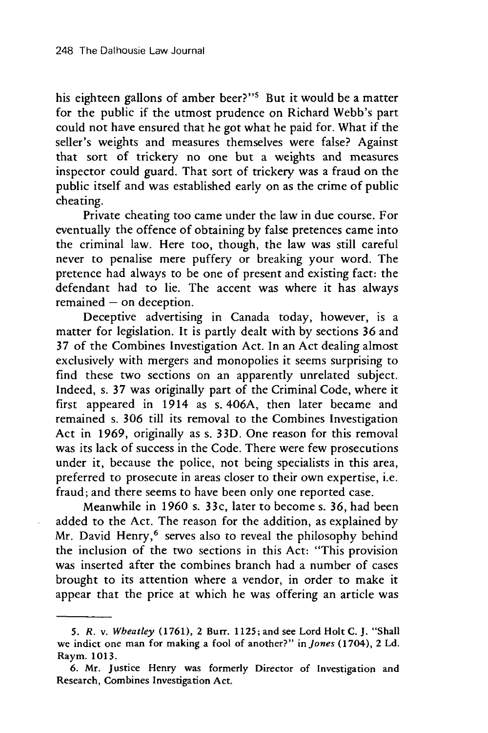his eighteen gallons of amber beer?"[5] But it would be a matter for the public if the utmost prudence on Richard Webb's part could not have ensured that he got what he paid for. What if the seller's weights and measures themselves were false? Against that sort of trickery no one but a weights and measures inspector could guard. That sort of trickery was a fraud on the public itself and was established early on as the crime of public cheating.

Private cheating too came under the law in due course. For eventually the offence of obtaining by false pretences came into the criminal law. Here too, though, the law was still careful never to penalise mere puffery or breaking your word. The pretence had always to be one of present and existing fact: the defendant had to lie. The accent was where it has always remained — on deception.

Deceptive advertising in Canada today, however, is a matter for legislation. It is partly dealt with by sections 36 and 37 of the Combines Investigation Act. In an Act dealing almost exclusively with mergers and monopolies it seems surprising to find these two sections on an apparently unrelated subject. Indeed, s. 37 was originally part of the Criminal Code, where it first appeared in 1914 as s. 406A, then later became and remained s. 306 till its removal to the Combines Investigation Act in 1969, originally as s. 33D. One reason for this removal was its lack of success in the Code. There were few prosecutions under it, because the police, not being specialists in this area, preferred to prosecute in areas closer to their own expertise, i.e. fraud; and there seems to have been only one reported case.

Meanwhile in 1960 s. 33c, later to become s. 36, had been added to the Act. The reason for the addition, as explained by Mr. David Henry,[6] serves also to reveal the philosophy behind the inclusion of the two sections in this Act: "This provision was inserted after the combines branch had a number of cases brought to its attention where a vendor, in order to make it appear that the price at which he was offering an article was

---

5. *R.* v. *Wheatley* (1761), 2 Burr. 1125; and see Lord Holt C. J. "Shall we indict one man for making a fool of another?" in *Jones* (1704), 2 Ld. Raym. 1013.

6. Mr. Justice Henry was formerly Director of Investigation and Research, Combines Investigation Act.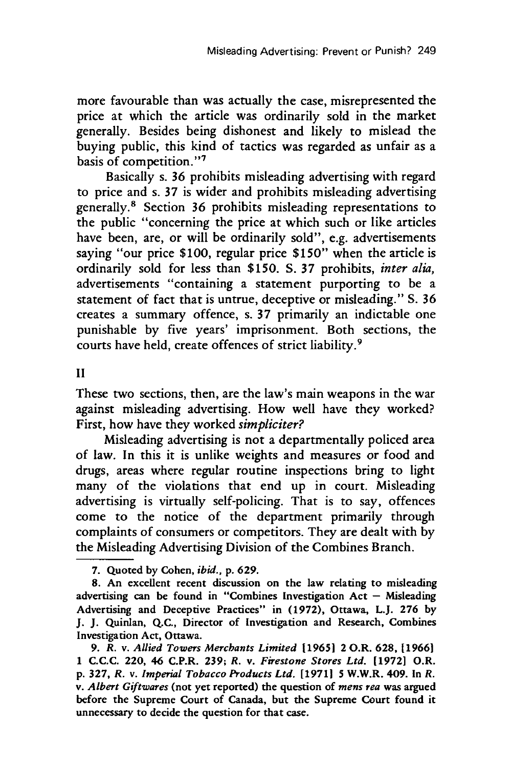more favourable than was actually the case, misrepresented the price at which the article was ordinarily sold in the market generally. Besides being dishonest and likely to mislead the buying public, this kind of tactics was regarded as unfair as a basis of competition."[7]

Basically s. 36 prohibits misleading advertising with regard to price and s. 37 is wider and prohibits misleading advertising generally.[8] Section 36 prohibits misleading representations to the public "concerning the price at which such or like articles have been, are, or will be ordinarily sold", e.g. advertisements saying "our price $100, regular price $150" when the article is ordinarily sold for less than $150. S. 37 prohibits, *inter alia,* advertisements "containing a statement purporting to be a statement of fact that is untrue, deceptive or misleading." S. 36 creates a summary offence, s. 37 primarily an indictable one punishable by five years' imprisonment. Both sections, the courts have held, create offences of strict liability.[9]

## II

These two sections, then, are the law's main weapons in the war against misleading advertising. How well have they worked? First, how have they worked *simpliciter?*

Misleading advertising is not a departmentally policed area of law. In this it is unlike weights and measures or food and drugs, areas where regular routine inspections bring to light many of the violations that end up in court. Misleading advertising is virtually self-policing. That is to say, offences come to the notice of the department primarily through complaints of consumers or competitors. They are dealt with by the Misleading Advertising Division of the Combines Branch.

---

7. Quoted by Cohen, *ibid.,* p. 629.

8. An excellent recent discussion on the law relating to misleading advertising can be found in "Combines Investigation Act — Misleading Advertising and Deceptive Practices" in (1972), Ottawa, L.J. 276 by J. J. Quinlan, Q.C., Director of Investigation and Research, Combines Investigation Act, Ottawa.

9. *R.* v. *Allied Towers Merchants Limited* [1965] 2 O.R. 628, [1966] 1 C.C.C. 220, 46 C.P.R. 239; *R.* v. *Firestone Stores Ltd.* [1972] O.R. p. 327, *R.* v. *Imperial Tobacco Products Ltd.* [1971] 5 W.W.R. 409. In *R.* v. *Albert Giftwares* (not yet reported) the question of *mens rea* was argued before the Supreme Court of Canada, but the Supreme Court found it unnecessary to decide the question for that case.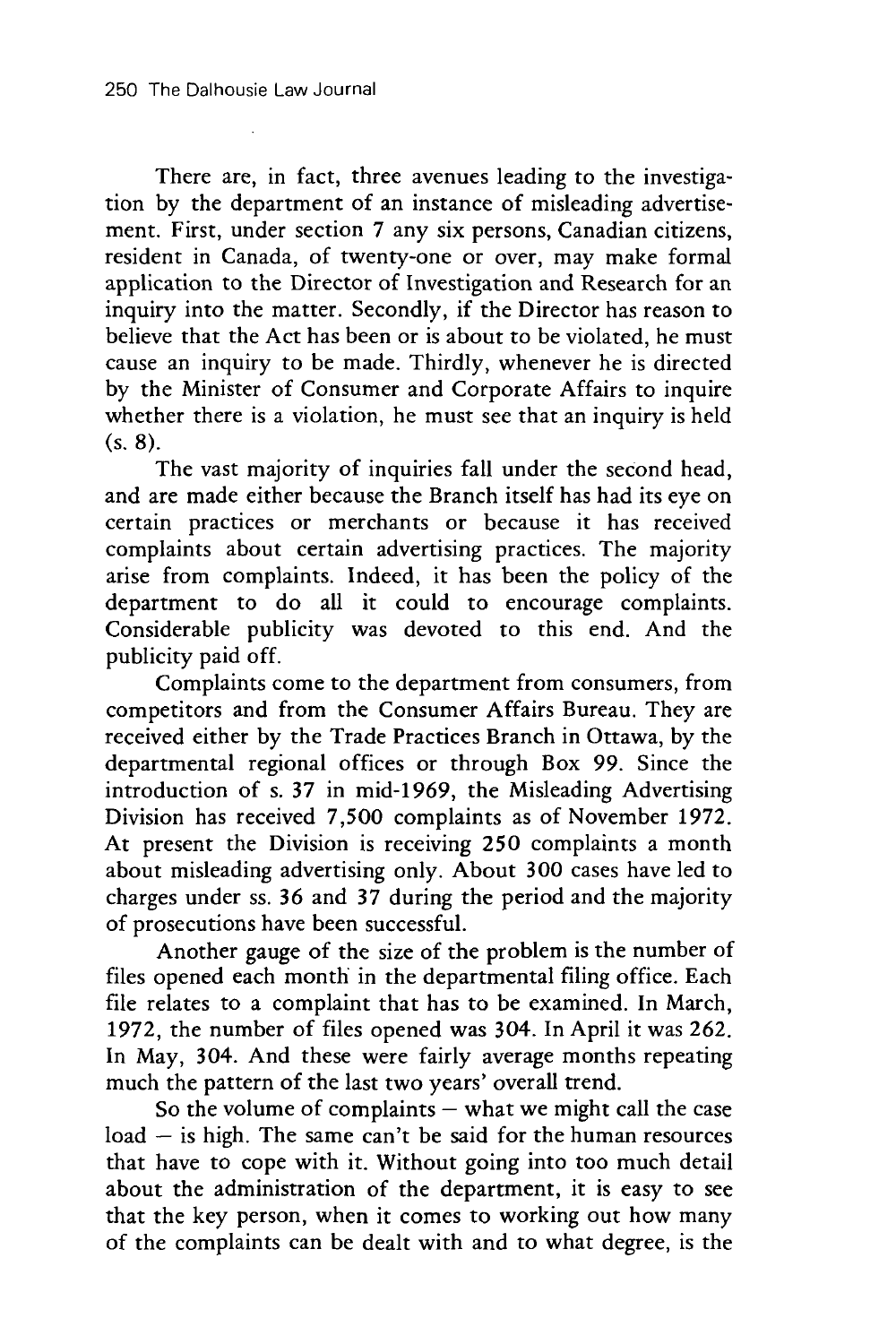There are, in fact, three avenues leading to the investigation by the department of an instance of misleading advertisement. First, under section 7 any six persons, Canadian citizens, resident in Canada, of twenty-one or over, may make formal application to the Director of Investigation and Research for an inquiry into the matter. Secondly, if the Director has reason to believe that the Act has been or is about to be violated, he must cause an inquiry to be made. Thirdly, whenever he is directed by the Minister of Consumer and Corporate Affairs to inquire whether there is a violation, he must see that an inquiry is held (s. 8).

The vast majority of inquiries fall under the second head, and are made either because the Branch itself has had its eye on certain practices or merchants or because it has received complaints about certain advertising practices. The majority arise from complaints. Indeed, it has been the policy of the department to do all it could to encourage complaints. Considerable publicity was devoted to this end. And the publicity paid off.

Complaints come to the department from consumers, from competitors and from the Consumer Affairs Bureau. They are received either by the Trade Practices Branch in Ottawa, by the departmental regional offices or through Box 99. Since the introduction of s. 37 in mid-1969, the Misleading Advertising Division has received 7,500 complaints as of November 1972. At present the Division is receiving 250 complaints a month about misleading advertising only. About 300 cases have led to charges under ss. 36 and 37 during the period and the majority of prosecutions have been successful.

Another gauge of the size of the problem is the number of files opened each month in the departmental filing office. Each file relates to a complaint that has to be examined. In March, 1972, the number of files opened was 304. In April it was 262. In May, 304. And these were fairly average months repeating much the pattern of the last two years' overall trend.

So the volume of complaints – what we might call the case load – is high. The same can't be said for the human resources that have to cope with it. Without going into too much detail about the administration of the department, it is easy to see that the key person, when it comes to working out how many of the complaints can be dealt with and to what degree, is the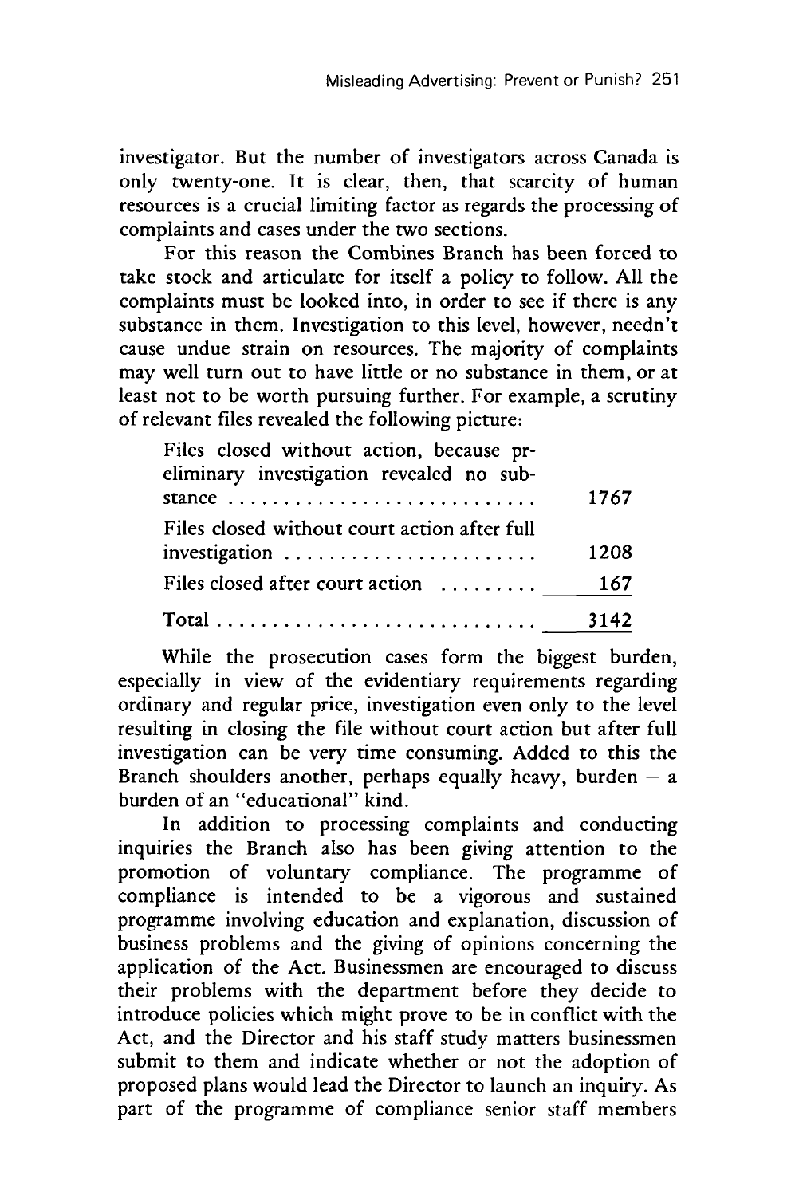investigator. But the number of investigators across Canada is only twenty-one. It is clear, then, that scarcity of human resources is a crucial limiting factor as regards the processing of complaints and cases under the two sections.

For this reason the Combines Branch has been forced to take stock and articulate for itself a policy to follow. All the complaints must be looked into, in order to see if there is any substance in them. Investigation to this level, however, needn't cause undue strain on resources. The majority of complaints may well turn out to have little or no substance in them, or at least not to be worth pursuing further. For example, a scrutiny of relevant files revealed the following picture:

| | |
|---|---|
| Files closed without action, because preliminary investigation revealed no substance | 1767 |
| Files closed without court action after full investigation | 1208 |
| Files closed after court action | 167 |
| Total | 3142 |

While the prosecution cases form the biggest burden, especially in view of the evidentiary requirements regarding ordinary and regular price, investigation even only to the level resulting in closing the file without court action but after full investigation can be very time consuming. Added to this the Branch shoulders another, perhaps equally heavy, burden — a burden of an "educational" kind.

In addition to processing complaints and conducting inquiries the Branch also has been giving attention to the promotion of voluntary compliance. The programme of compliance is intended to be a vigorous and sustained programme involving education and explanation, discussion of business problems and the giving of opinions concerning the application of the Act. Businessmen are encouraged to discuss their problems with the department before they decide to introduce policies which might prove to be in conflict with the Act, and the Director and his staff study matters businessmen submit to them and indicate whether or not the adoption of proposed plans would lead the Director to launch an inquiry. As part of the programme of compliance senior staff members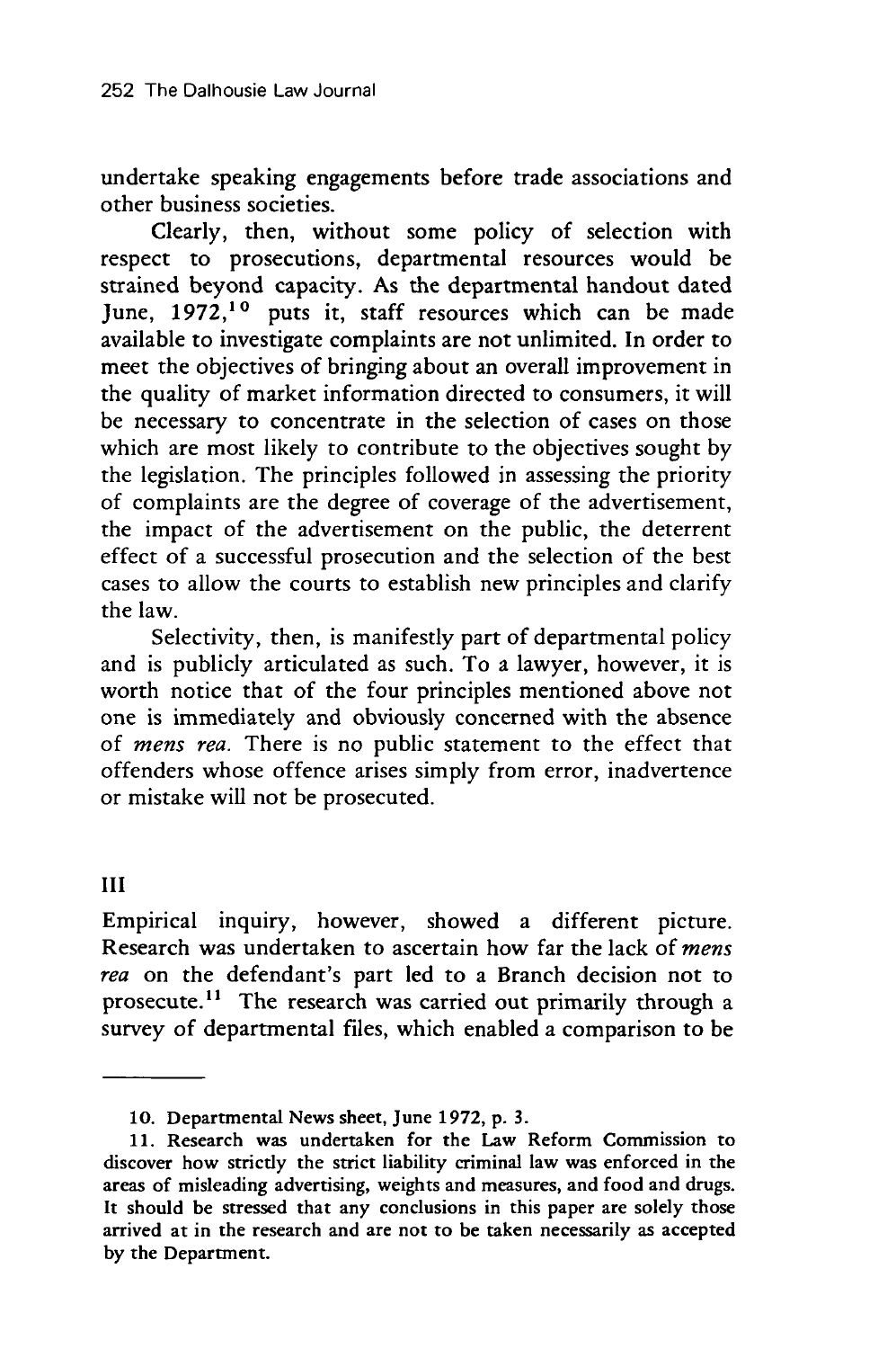undertake speaking engagements before trade associations and other business societies.

Clearly, then, without some policy of selection with respect to prosecutions, departmental resources would be strained beyond capacity. As the departmental handout dated June, 1972,[10] puts it, staff resources which can be made available to investigate complaints are not unlimited. In order to meet the objectives of bringing about an overall improvement in the quality of market information directed to consumers, it will be necessary to concentrate in the selection of cases on those which are most likely to contribute to the objectives sought by the legislation. The principles followed in assessing the priority of complaints are the degree of coverage of the advertisement, the impact of the advertisement on the public, the deterrent effect of a successful prosecution and the selection of the best cases to allow the courts to establish new principles and clarify the law.

Selectivity, then, is manifestly part of departmental policy and is publicly articulated as such. To a lawyer, however, it is worth notice that of the four principles mentioned above not one is immediately and obviously concerned with the absence of *mens rea*. There is no public statement to the effect that offenders whose offence arises simply from error, inadvertence or mistake will not be prosecuted.

## III

Empirical inquiry, however, showed a different picture. Research was undertaken to ascertain how far the lack of *mens rea* on the defendant's part led to a Branch decision not to prosecute.[11] The research was carried out primarily through a survey of departmental files, which enabled a comparison to be

---

10. Departmental News sheet, June 1972, p. 3.

11. Research was undertaken for the Law Reform Commission to discover how strictly the strict liability criminal law was enforced in the areas of misleading advertising, weights and measures, and food and drugs. It should be stressed that any conclusions in this paper are solely those arrived at in the research and are not to be taken necessarily as accepted by the Department.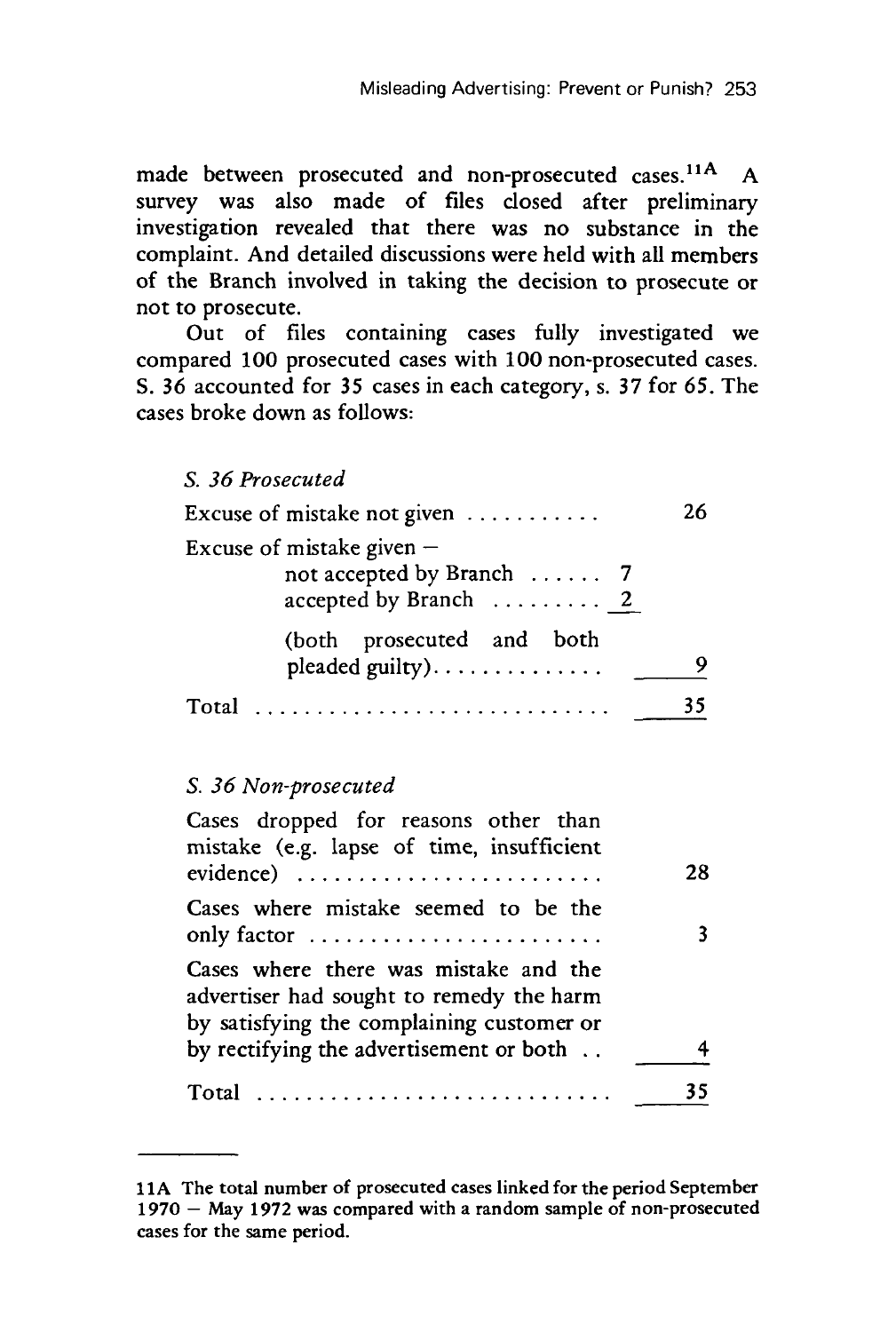made between prosecuted and non-prosecuted cases.[11A] A survey was also made of files closed after preliminary investigation revealed that there was no substance in the complaint. And detailed discussions were held with all members of the Branch involved in taking the decision to prosecute or not to prosecute.

Out of files containing cases fully investigated we compared 100 prosecuted cases with 100 non-prosecuted cases. S. 36 accounted for 35 cases in each category, s. 37 for 65. The cases broke down as follows:

*S. 36 Prosecuted*

| | | |
|---|---|---|
| Excuse of mistake not given | | 26 |
| Excuse of mistake given – | | |
| not accepted by Branch | 7 | |
| accepted by Branch | 2 | |
| (both prosecuted and both pleaded guilty) | | 9 |
| Total | | 35 |

*S. 36 Non-prosecuted*

| | |
|---|---|
| Cases dropped for reasons other than mistake (e.g. lapse of time, insufficient evidence) | 28 |
| Cases where mistake seemed to be the only factor | 3 |
| Cases where there was mistake and the advertiser had sought to remedy the harm by satisfying the complaining customer or by rectifying the advertisement or both | 4 |
| Total | 35 |

---

11A The total number of prosecuted cases linked for the period September 1970 – May 1972 was compared with a random sample of non-prosecuted cases for the same period.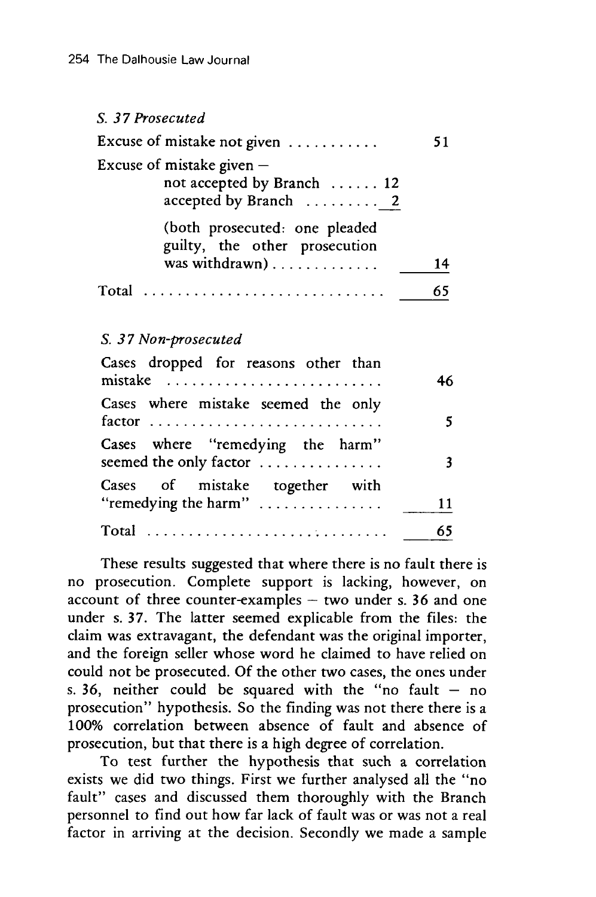*S. 37 Prosecuted*

| | | |
|---|---|---|
| Excuse of mistake not given | | 51 |
| Excuse of mistake given – | | |
| not accepted by Branch | 12 | |
| accepted by Branch | 2 | |
| (both prosecuted: one pleaded guilty, the other prosecution was withdrawn) | | 14 |
| Total | | 65 |

*S. 37 Non-prosecuted*

| | |
|---|---|
| Cases dropped for reasons other than mistake | 46 |
| Cases where mistake seemed the only factor | 5 |
| Cases where "remedying the harm" seemed the only factor | 3 |
| Cases of mistake together with "remedying the harm" | 11 |
| Total | 65 |

These results suggested that where there is no fault there is no prosecution. Complete support is lacking, however, on account of three counter-examples – two under s. 36 and one under s. 37. The latter seemed explicable from the files: the claim was extravagant, the defendant was the original importer, and the foreign seller whose word he claimed to have relied on could not be prosecuted. Of the other two cases, the ones under s. 36, neither could be squared with the "no fault – no prosecution" hypothesis. So the finding was not there there is a 100% correlation between absence of fault and absence of prosecution, but that there is a high degree of correlation.

To test further the hypothesis that such a correlation exists we did two things. First we further analysed all the "no fault" cases and discussed them thoroughly with the Branch personnel to find out how far lack of fault was or was not a real factor in arriving at the decision. Secondly we made a sample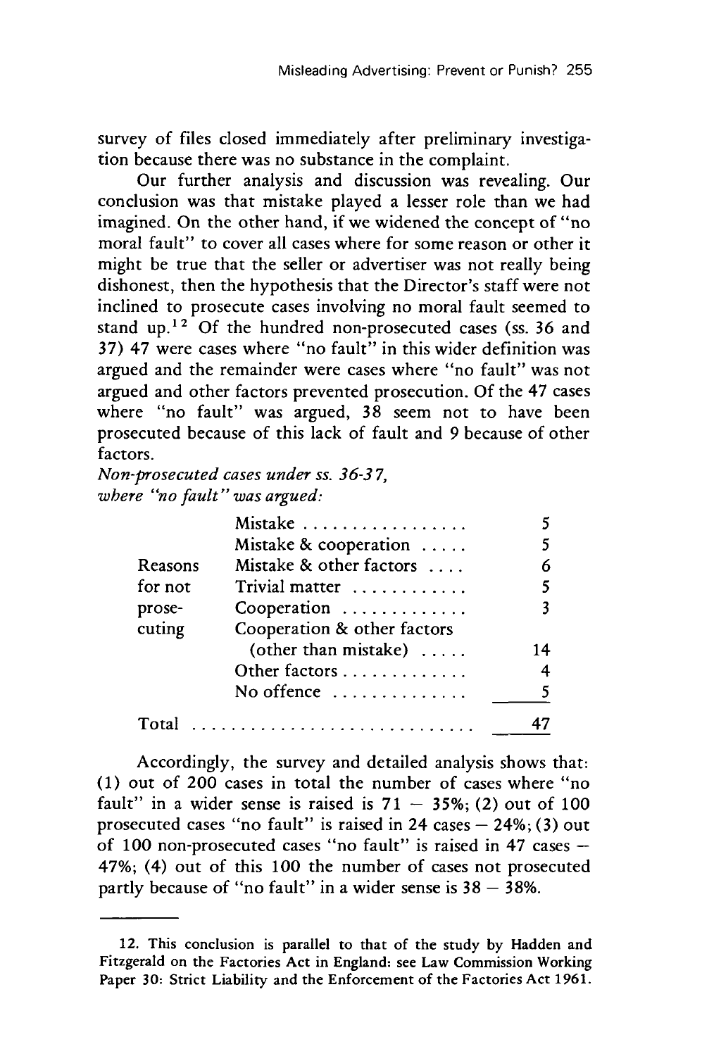survey of files closed immediately after preliminary investigation because there was no substance in the complaint.

Our further analysis and discussion was revealing. Our conclusion was that mistake played a lesser role than we had imagined. On the other hand, if we widened the concept of "no moral fault" to cover all cases where for some reason or other it might be true that the seller or advertiser was not really being dishonest, then the hypothesis that the Director's staff were not inclined to prosecute cases involving no moral fault seemed to stand up.[12] Of the hundred non-prosecuted cases (ss. 36 and 37) 47 were cases where "no fault" in this wider definition was argued and the remainder were cases where "no fault" was not argued and other factors prevented prosecution. Of the 47 cases where "no fault" was argued, 38 seem not to have been prosecuted because of this lack of fault and 9 because of other factors.

*Non-prosecuted cases under ss. 36-37, where "no fault" was argued:*

| | | |
|---|---|---|
| Reasons for not prosecuting | Mistake | 5 |
| | Mistake & cooperation | 5 |
| | Mistake & other factors | 6 |
| | Trivial matter | 5 |
| | Cooperation | 3 |
| | Cooperation & other factors (other than mistake) | 14 |
| | Other factors | 4 |
| | No offence | 5 |
| Total | | 47 |

Accordingly, the survey and detailed analysis shows that: (1) out of 200 cases in total the number of cases where "no fault" in a wider sense is raised is 71 – 35%; (2) out of 100 prosecuted cases "no fault" is raised in 24 cases – 24%; (3) out of 100 non-prosecuted cases "no fault" is raised in 47 cases – 47%; (4) out of this 100 the number of cases not prosecuted partly because of "no fault" in a wider sense is 38 – 38%.

---

12. This conclusion is parallel to that of the study by Hadden and Fitzgerald on the Factories Act in England: see Law Commission Working Paper 30: Strict Liability and the Enforcement of the Factories Act 1961.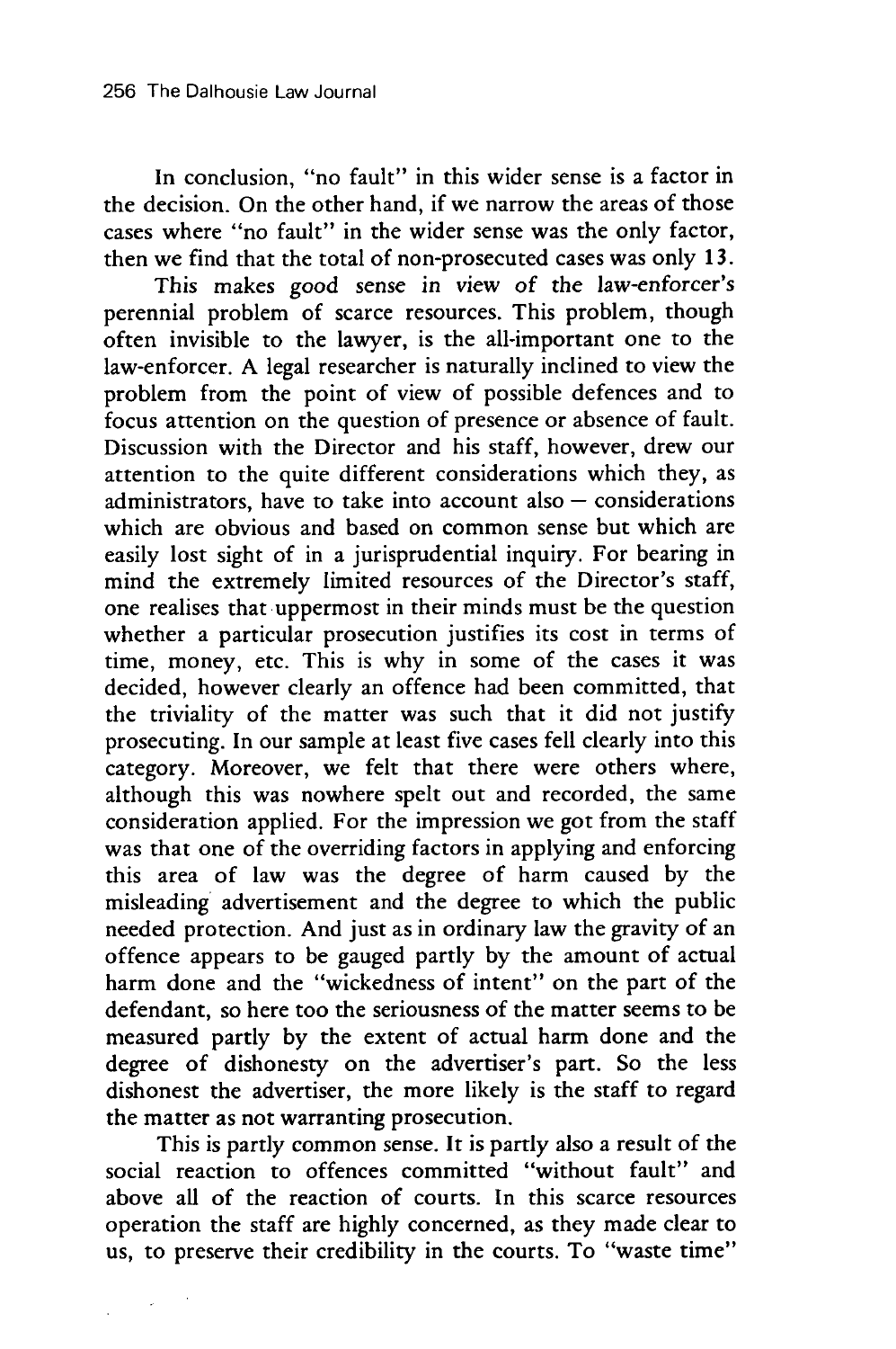In conclusion, "no fault" in this wider sense is a factor in the decision. On the other hand, if we narrow the areas of those cases where "no fault" in the wider sense was the only factor, then we find that the total of non-prosecuted cases was only 13.

This makes good sense in view of the law-enforcer's perennial problem of scarce resources. This problem, though often invisible to the lawyer, is the all-important one to the law-enforcer. A legal researcher is naturally inclined to view the problem from the point of view of possible defences and to focus attention on the question of presence or absence of fault. Discussion with the Director and his staff, however, drew our attention to the quite different considerations which they, as administrators, have to take into account also — considerations which are obvious and based on common sense but which are easily lost sight of in a jurisprudential inquiry. For bearing in mind the extremely limited resources of the Director's staff, one realises that uppermost in their minds must be the question whether a particular prosecution justifies its cost in terms of time, money, etc. This is why in some of the cases it was decided, however clearly an offence had been committed, that the triviality of the matter was such that it did not justify prosecuting. In our sample at least five cases fell clearly into this category. Moreover, we felt that there were others where, although this was nowhere spelt out and recorded, the same consideration applied. For the impression we got from the staff was that one of the overriding factors in applying and enforcing this area of law was the degree of harm caused by the misleading advertisement and the degree to which the public needed protection. And just as in ordinary law the gravity of an offence appears to be gauged partly by the amount of actual harm done and the "wickedness of intent" on the part of the defendant, so here too the seriousness of the matter seems to be measured partly by the extent of actual harm done and the degree of dishonesty on the advertiser's part. So the less dishonest the advertiser, the more likely is the staff to regard the matter as not warranting prosecution.

This is partly common sense. It is partly also a result of the social reaction to offences committed "without fault" and above all of the reaction of courts. In this scarce resources operation the staff are highly concerned, as they made clear to us, to preserve their credibility in the courts. To "waste time"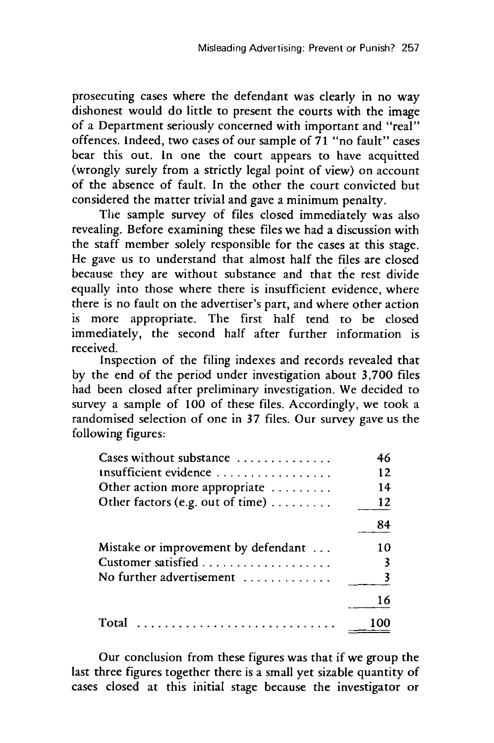prosecuting cases where the defendant was clearly in no way dishonest would do little to present the courts with the image of a Department seriously concerned with important and "real" offences. Indeed, two cases of our sample of 71 "no fault" cases bear this out. In one the court appears to have acquitted (wrongly surely from a strictly legal point of view) on account of the absence of fault. In the other the court convicted but considered the matter trivial and gave a minimum penalty.

The sample survey of files closed immediately was also revealing. Before examining these files we had a discussion with the staff member solely responsible for the cases at this stage. He gave us to understand that almost half the files are closed because they are without substance and that the rest divide equally into those where there is insufficient evidence, where there is no fault on the advertiser's part, and where other action is more appropriate. The first half tend to be closed immediately, the second half after further information is received.

Inspection of the filing indexes and records revealed that by the end of the period under investigation about 3,700 files had been closed after preliminary investigation. We decided to survey a sample of 100 of these files. Accordingly, we took a randomised selection of one in 37 files. Our survey gave us the following figures:

| | |
|---|---|
| Cases without substance | 46 |
| Insufficient evidence | 12 |
| Other action more appropriate | 14 |
| Other factors (e.g. out of time) | 12 |
| | 84 |
| Mistake or improvement by defendant | 10 |
| Customer satisfied | 3 |
| No further advertisement | 3 |
| | 16 |
| Total | 100 |

Our conclusion from these figures was that if we group the last three figures together there is a small yet sizable quantity of cases closed at this initial stage because the investigator or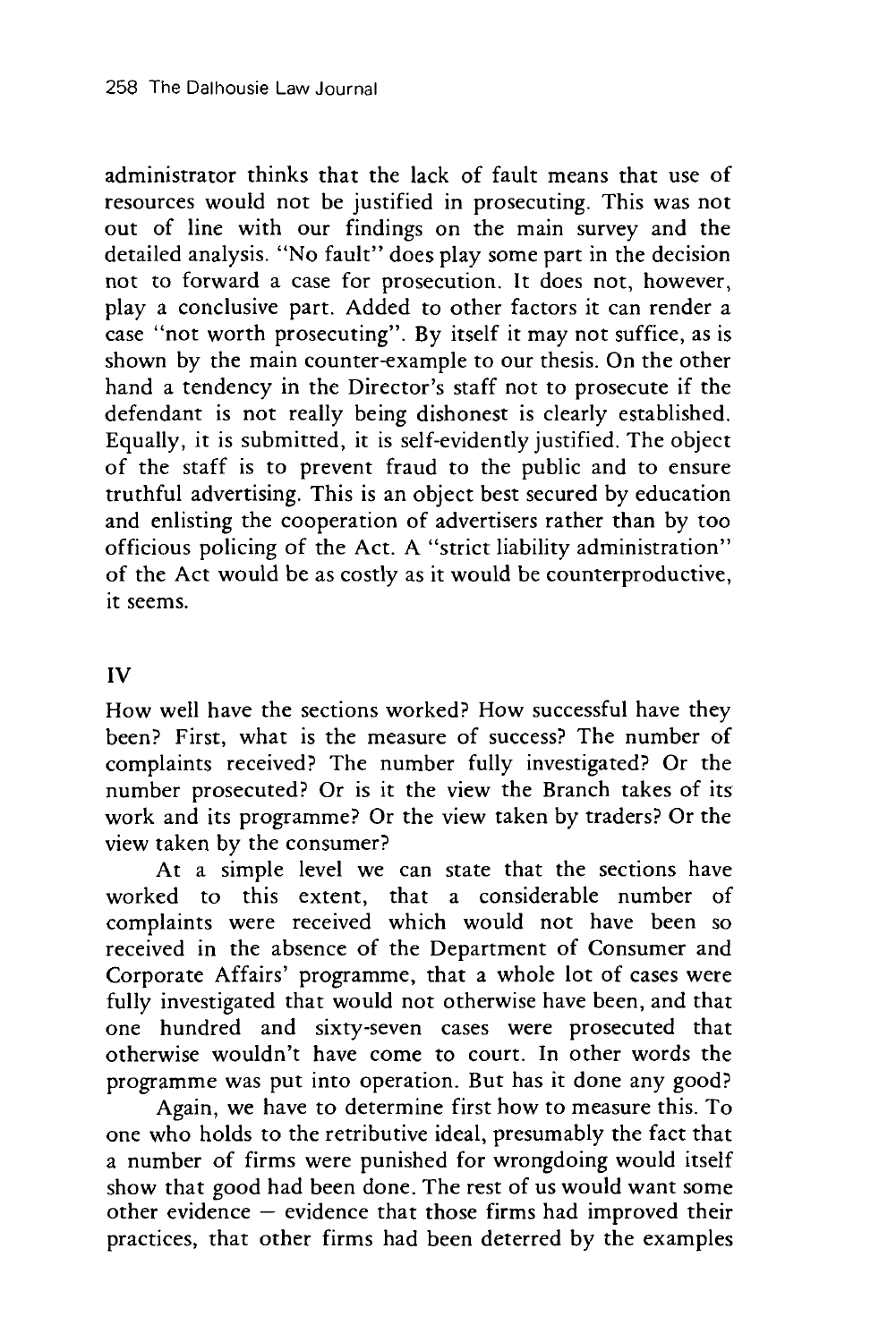administrator thinks that the lack of fault means that use of resources would not be justified in prosecuting. This was not out of line with our findings on the main survey and the detailed analysis. "No fault" does play some part in the decision not to forward a case for prosecution. It does not, however, play a conclusive part. Added to other factors it can render a case "not worth prosecuting". By itself it may not suffice, as is shown by the main counter-example to our thesis. On the other hand a tendency in the Director's staff not to prosecute if the defendant is not really being dishonest is clearly established. Equally, it is submitted, it is self-evidently justified. The object of the staff is to prevent fraud to the public and to ensure truthful advertising. This is an object best secured by education and enlisting the cooperation of advertisers rather than by too officious policing of the Act. A "strict liability administration" of the Act would be as costly as it would be counterproductive, it seems.

## IV

How well have the sections worked? How successful have they been? First, what is the measure of success? The number of complaints received? The number fully investigated? Or the number prosecuted? Or is it the view the Branch takes of its work and its programme? Or the view taken by traders? Or the view taken by the consumer?

At a simple level we can state that the sections have worked to this extent, that a considerable number of complaints were received which would not have been so received in the absence of the Department of Consumer and Corporate Affairs' programme, that a whole lot of cases were fully investigated that would not otherwise have been, and that one hundred and sixty-seven cases were prosecuted that otherwise wouldn't have come to court. In other words the programme was put into operation. But has it done any good?

Again, we have to determine first how to measure this. To one who holds to the retributive ideal, presumably the fact that a number of firms were punished for wrongdoing would itself show that good had been done. The rest of us would want some other evidence — evidence that those firms had improved their practices, that other firms had been deterred by the examples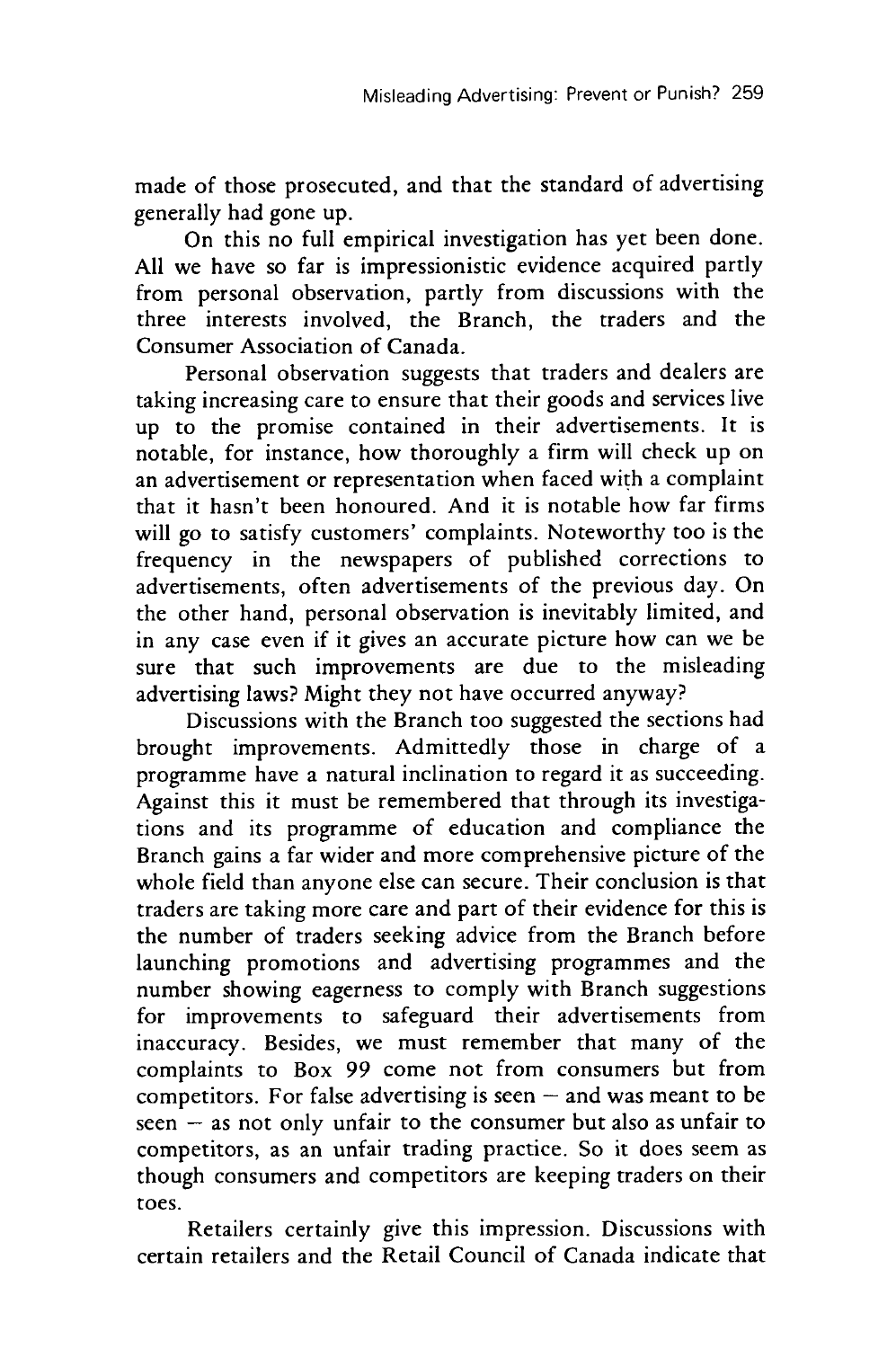made of those prosecuted, and that the standard of advertising generally had gone up.

On this no full empirical investigation has yet been done. All we have so far is impressionistic evidence acquired partly from personal observation, partly from discussions with the three interests involved, the Branch, the traders and the Consumer Association of Canada.

Personal observation suggests that traders and dealers are taking increasing care to ensure that their goods and services live up to the promise contained in their advertisements. It is notable, for instance, how thoroughly a firm will check up on an advertisement or representation when faced with a complaint that it hasn't been honoured. And it is notable how far firms will go to satisfy customers' complaints. Noteworthy too is the frequency in the newspapers of published corrections to advertisements, often advertisements of the previous day. On the other hand, personal observation is inevitably limited, and in any case even if it gives an accurate picture how can we be sure that such improvements are due to the misleading advertising laws? Might they not have occurred anyway?

Discussions with the Branch too suggested the sections had brought improvements. Admittedly those in charge of a programme have a natural inclination to regard it as succeeding. Against this it must be remembered that through its investigations and its programme of education and compliance the Branch gains a far wider and more comprehensive picture of the whole field than anyone else can secure. Their conclusion is that traders are taking more care and part of their evidence for this is the number of traders seeking advice from the Branch before launching promotions and advertising programmes and the number showing eagerness to comply with Branch suggestions for improvements to safeguard their advertisements from inaccuracy. Besides, we must remember that many of the complaints to Box 99 come not from consumers but from competitors. For false advertising is seen – and was meant to be seen – as not only unfair to the consumer but also as unfair to competitors, as an unfair trading practice. So it does seem as though consumers and competitors are keeping traders on their toes.

Retailers certainly give this impression. Discussions with certain retailers and the Retail Council of Canada indicate that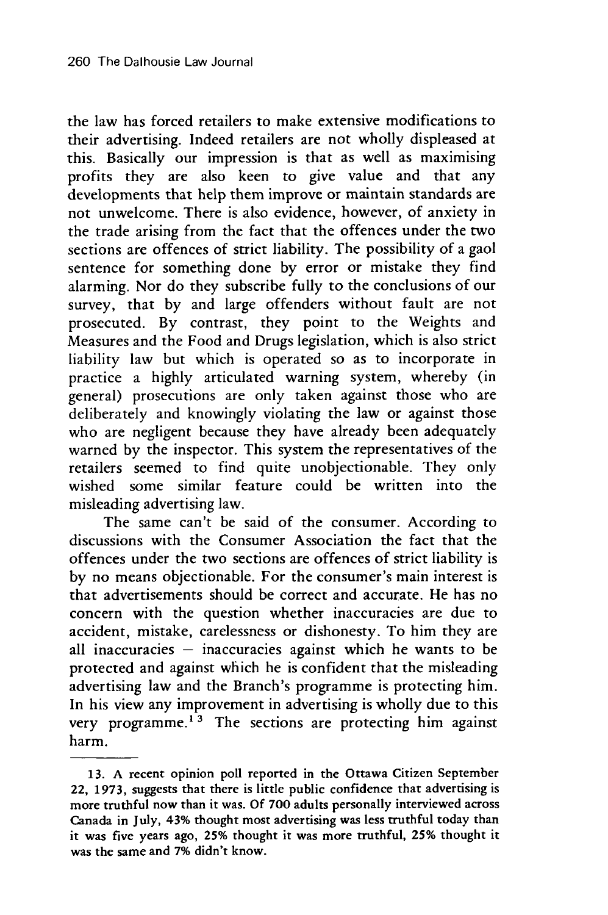the law has forced retailers to make extensive modifications to their advertising. Indeed retailers are not wholly displeased at this. Basically our impression is that as well as maximising profits they are also keen to give value and that any developments that help them improve or maintain standards are not unwelcome. There is also evidence, however, of anxiety in the trade arising from the fact that the offences under the two sections are offences of strict liability. The possibility of a gaol sentence for something done by error or mistake they find alarming. Nor do they subscribe fully to the conclusions of our survey, that by and large offenders without fault are not prosecuted. By contrast, they point to the Weights and Measures and the Food and Drugs legislation, which is also strict liability law but which is operated so as to incorporate in practice a highly articulated warning system, whereby (in general) prosecutions are only taken against those who are deliberately and knowingly violating the law or against those who are negligent because they have already been adequately warned by the inspector. This system the representatives of the retailers seemed to find quite unobjectionable. They only wished some similar feature could be written into the misleading advertising law.

The same can't be said of the consumer. According to discussions with the Consumer Association the fact that the offences under the two sections are offences of strict liability is by no means objectionable. For the consumer's main interest is that advertisements should be correct and accurate. He has no concern with the question whether inaccuracies are due to accident, mistake, carelessness or dishonesty. To him they are all inaccuracies – inaccuracies against which he wants to be protected and against which he is confident that the misleading advertising law and the Branch's programme is protecting him. In his view any improvement in advertising is wholly due to this very programme.[13] The sections are protecting him against harm.

---

13. A recent opinion poll reported in the Ottawa Citizen September 22, 1973, suggests that there is little public confidence that advertising is more truthful now than it was. Of 700 adults personally interviewed across Canada in July, 43% thought most advertising was less truthful today than it was five years ago, 25% thought it was more truthful, 25% thought it was the same and 7% didn't know.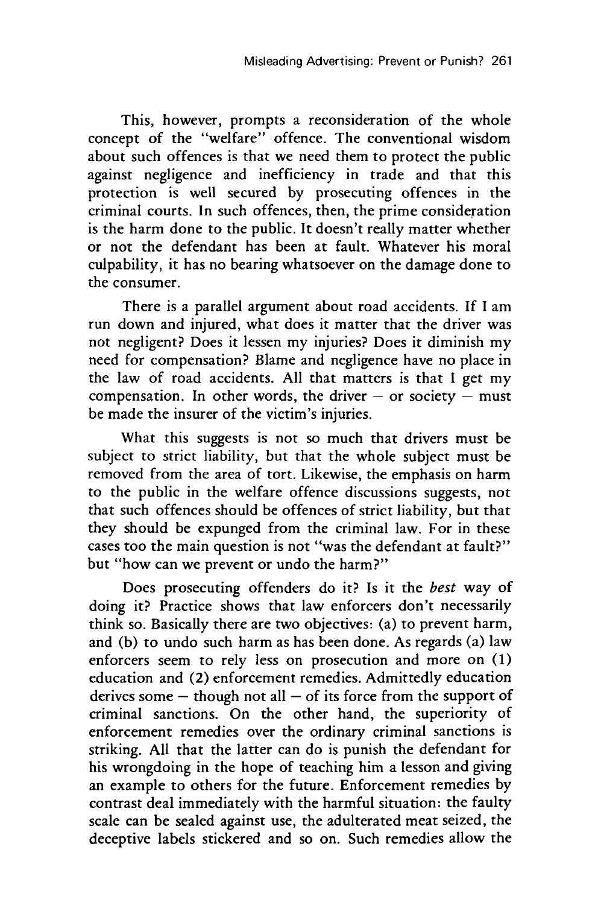This, however, prompts a reconsideration of the whole concept of the "welfare" offence. The conventional wisdom about such offences is that we need them to protect the public against negligence and inefficiency in trade and that this protection is well secured by prosecuting offences in the criminal courts. In such offences, then, the prime consideration is the harm done to the public. It doesn't really matter whether or not the defendant has been at fault. Whatever his moral culpability, it has no bearing whatsoever on the damage done to the consumer.

There is a parallel argument about road accidents. If I am run down and injured, what does it matter that the driver was not negligent? Does it lessen my injuries? Does it diminish my need for compensation? Blame and negligence have no place in the law of road accidents. All that matters is that I get my compensation. In other words, the driver — or society — must be made the insurer of the victim's injuries.

What this suggests is not so much that drivers must be subject to strict liability, but that the whole subject must be removed from the area of tort. Likewise, the emphasis on harm to the public in the welfare offence discussions suggests, not that such offences should be offences of strict liability, but that they should be expunged from the criminal law. For in these cases too the main question is not "was the defendant at fault?" but "how can we prevent or undo the harm?"

Does prosecuting offenders do it? Is it the *best* way of doing it? Practice shows that law enforcers don't necessarily think so. Basically there are two objectives: (a) to prevent harm, and (b) to undo such harm as has been done. As regards (a) law enforcers seem to rely less on prosecution and more on (1) education and (2) enforcement remedies. Admittedly education derives some — though not all — of its force from the support of criminal sanctions. On the other hand, the superiority of enforcement remedies over the ordinary criminal sanctions is striking. All that the latter can do is punish the defendant for his wrongdoing in the hope of teaching him a lesson and giving an example to others for the future. Enforcement remedies by contrast deal immediately with the harmful situation: the faulty scale can be sealed against use, the adulterated meat seized, the deceptive labels stickered and so on. Such remedies allow the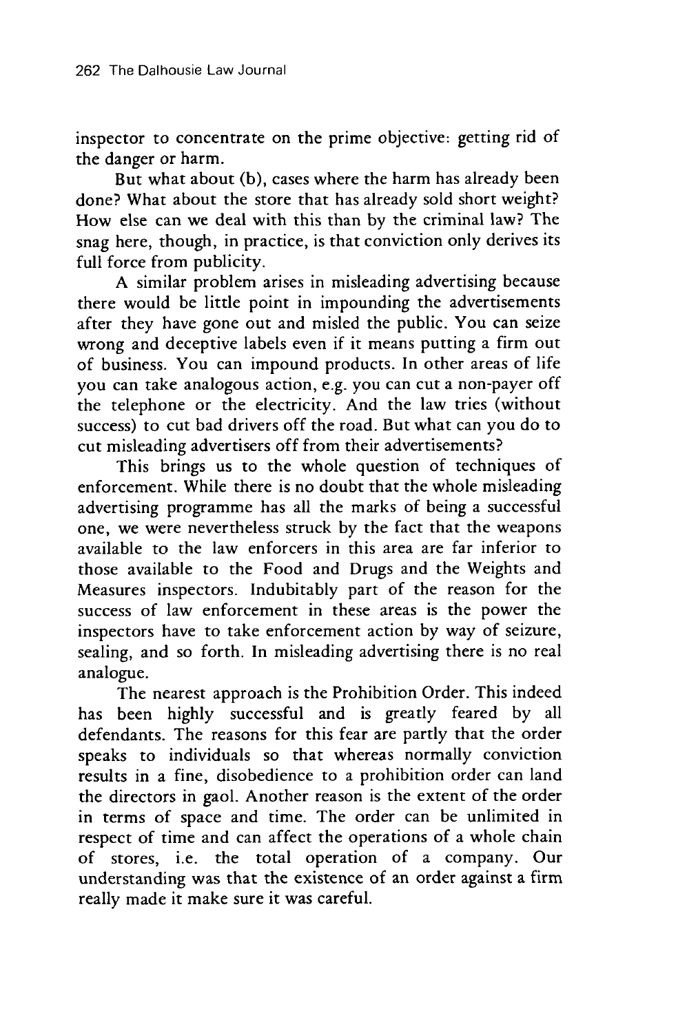inspector to concentrate on the prime objective: getting rid of the danger or harm.

But what about (b), cases where the harm has already been done? What about the store that has already sold short weight? How else can we deal with this than by the criminal law? The snag here, though, in practice, is that conviction only derives its full force from publicity.

A similar problem arises in misleading advertising because there would be little point in impounding the advertisements after they have gone out and misled the public. You can seize wrong and deceptive labels even if it means putting a firm out of business. You can impound products. In other areas of life you can take analogous action, e.g. you can cut a non-payer off the telephone or the electricity. And the law tries (without success) to cut bad drivers off the road. But what can you do to cut misleading advertisers off from their advertisements?

This brings us to the whole question of techniques of enforcement. While there is no doubt that the whole misleading advertising programme has all the marks of being a successful one, we were nevertheless struck by the fact that the weapons available to the law enforcers in this area are far inferior to those available to the Food and Drugs and the Weights and Measures inspectors. Indubitably part of the reason for the success of law enforcement in these areas is the power the inspectors have to take enforcement action by way of seizure, sealing, and so forth. In misleading advertising there is no real analogue.

The nearest approach is the Prohibition Order. This indeed has been highly successful and is greatly feared by all defendants. The reasons for this fear are partly that the order speaks to individuals so that whereas normally conviction results in a fine, disobedience to a prohibition order can land the directors in gaol. Another reason is the extent of the order in terms of space and time. The order can be unlimited in respect of time and can affect the operations of a whole chain of stores, i.e. the total operation of a company. Our understanding was that the existence of an order against a firm really made it make sure it was careful.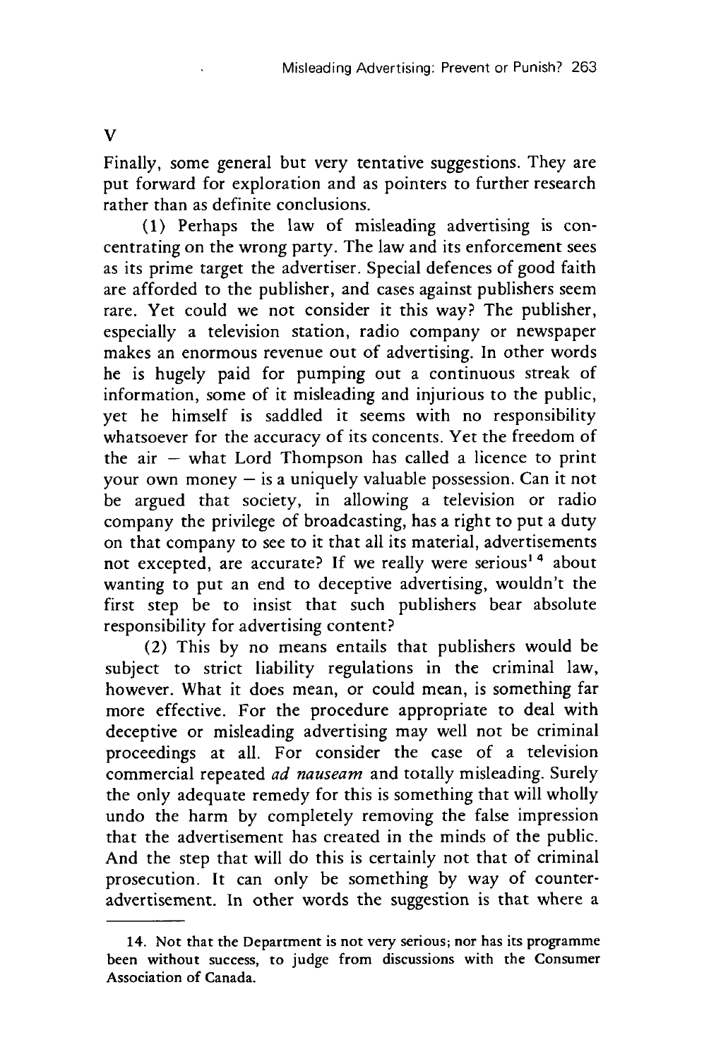## V

Finally, some general but very tentative suggestions. They are put forward for exploration and as pointers to further research rather than as definite conclusions.

(1) Perhaps the law of misleading advertising is concentrating on the wrong party. The law and its enforcement sees as its prime target the advertiser. Special defences of good faith are afforded to the publisher, and cases against publishers seem rare. Yet could we not consider it this way? The publisher, especially a television station, radio company or newspaper makes an enormous revenue out of advertising. In other words he is hugely paid for pumping out a continuous streak of information, some of it misleading and injurious to the public, yet he himself is saddled it seems with no responsibility whatsoever for the accuracy of its concents. Yet the freedom of the air – what Lord Thompson has called a licence to print your own money – is a uniquely valuable possession. Can it not be argued that society, in allowing a television or radio company the privilege of broadcasting, has a right to put a duty on that company to see to it that all its material, advertisements not excepted, are accurate? If we really were serious[14] about wanting to put an end to deceptive advertising, wouldn't the first step be to insist that such publishers bear absolute responsibility for advertising content?

(2) This by no means entails that publishers would be subject to strict liability regulations in the criminal law, however. What it does mean, or could mean, is something far more effective. For the procedure appropriate to deal with deceptive or misleading advertising may well not be criminal proceedings at all. For consider the case of a television commercial repeated *ad nauseam* and totally misleading. Surely the only adequate remedy for this is something that will wholly undo the harm by completely removing the false impression that the advertisement has created in the minds of the public. And the step that will do this is certainly not that of criminal prosecution. It can only be something by way of counter-advertisement. In other words the suggestion is that where a

---

14. Not that the Department is not very serious; nor has its programme been without success, to judge from discussions with the Consumer Association of Canada.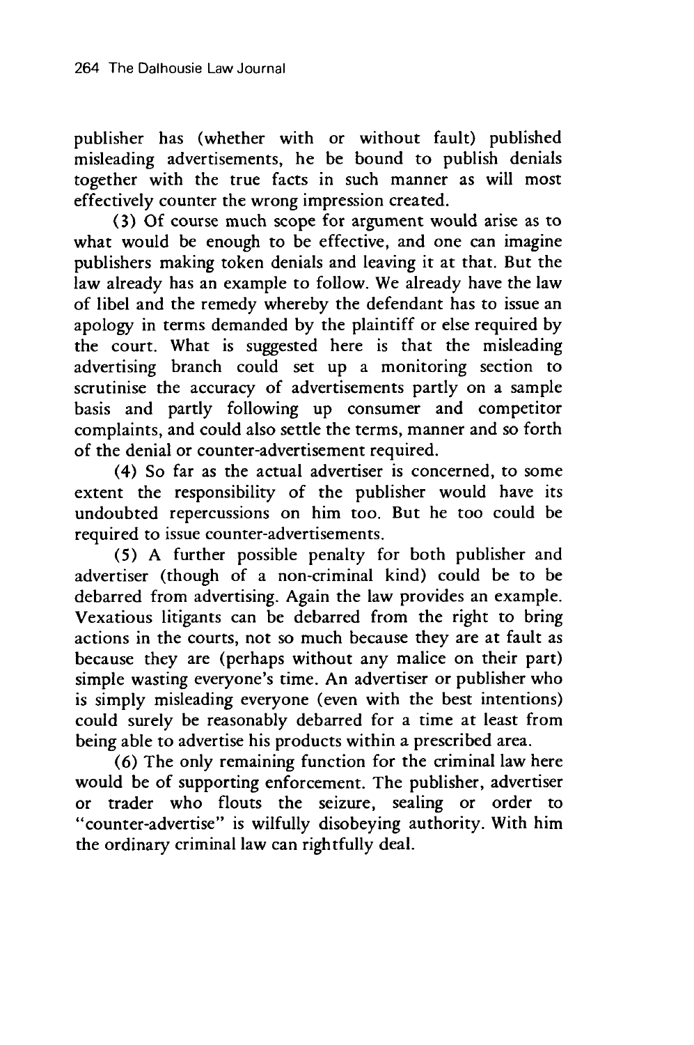publisher has (whether with or without fault) published misleading advertisements, he be bound to publish denials together with the true facts in such manner as will most effectively counter the wrong impression created.

(3) Of course much scope for argument would arise as to what would be enough to be effective, and one can imagine publishers making token denials and leaving it at that. But the law already has an example to follow. We already have the law of libel and the remedy whereby the defendant has to issue an apology in terms demanded by the plaintiff or else required by the court. What is suggested here is that the misleading advertising branch could set up a monitoring section to scrutinise the accuracy of advertisements partly on a sample basis and partly following up consumer and competitor complaints, and could also settle the terms, manner and so forth of the denial or counter-advertisement required.

(4) So far as the actual advertiser is concerned, to some extent the responsibility of the publisher would have its undoubted repercussions on him too. But he too could be required to issue counter-advertisements.

(5) A further possible penalty for both publisher and advertiser (though of a non-criminal kind) could be to be debarred from advertising. Again the law provides an example. Vexatious litigants can be debarred from the right to bring actions in the courts, not so much because they are at fault as because they are (perhaps without any malice on their part) simple wasting everyone's time. An advertiser or publisher who is simply misleading everyone (even with the best intentions) could surely be reasonably debarred for a time at least from being able to advertise his products within a prescribed area.

(6) The only remaining function for the criminal law here would be of supporting enforcement. The publisher, advertiser or trader who flouts the seizure, sealing or order to "counter-advertise" is wilfully disobeying authority. With him the ordinary criminal law can rightfully deal.